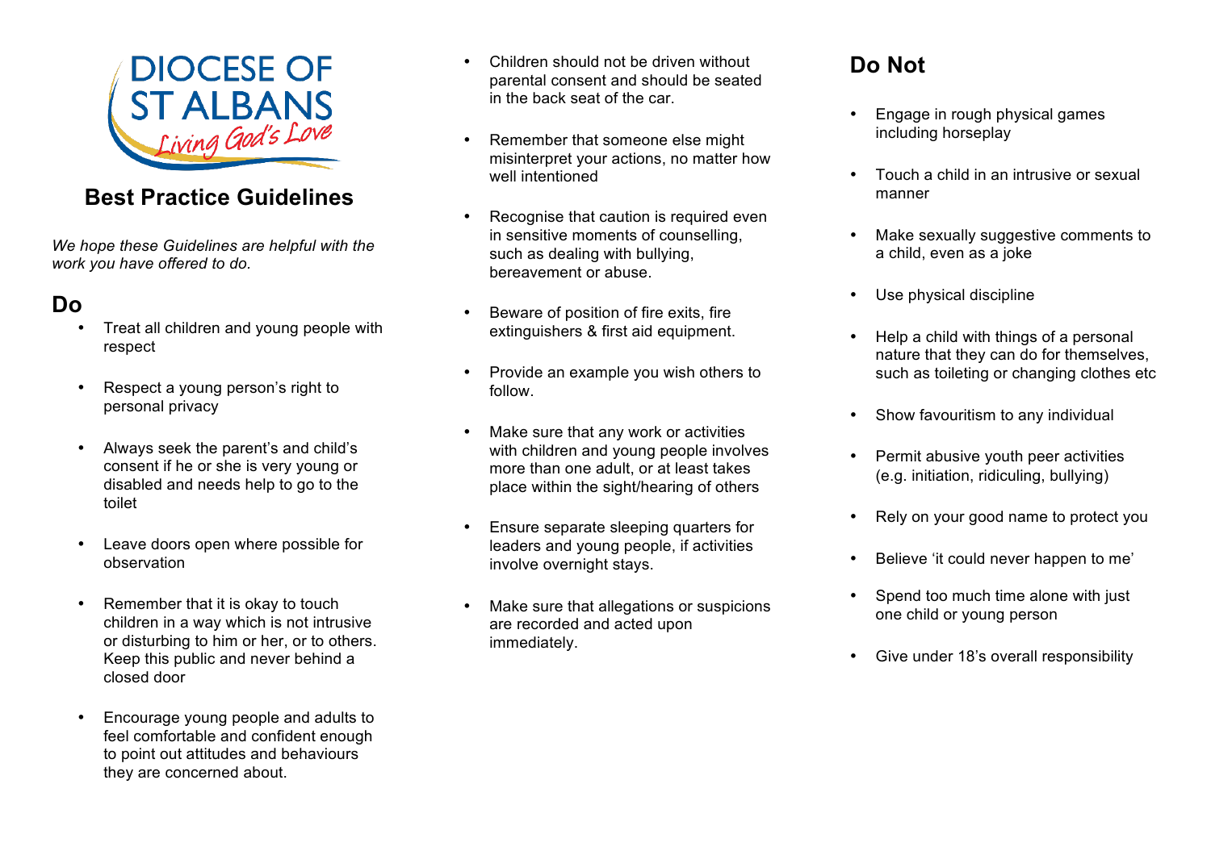DIOCESE OF ST ALBANS

*Living God's Love*

# Best Practice Guidelines

*We hope these Guidelines are helpful with the work you have offered to do.*

## Do

- Treat all children and young people with respect
- Respect a young person's right to personal privacy
- Always seek the parent's and child's consent if he or she is very young or disabled and needs help to go to the toilet
- Leave doors open where possible for observation
- Remember that it is okay to touch children in a way which is not intrusive or disturbing to him or her, or to others. Keep this public and never behind a closed door
- Encourage young people and adults to feel comfortable and confident enough to point out attitudes and behaviours they are concerned about.
- Children should not be driven without parental consent and should be seated in the back seat of the car.
- Remember that someone else might misinterpret your actions, no matter how well intentioned
- Recognise that caution is required even in sensitive moments of counselling, such as dealing with bullying, bereavement or abuse.
- Beware of position of fire exits, fire extinguishers & first aid equipment.
- Provide an example you wish others to follow.
- Make sure that any work or activities with children and young people involves more than one adult, or at least takes place within the sight/hearing of others
- Ensure separate sleeping quarters for leaders and young people, if activities involve overnight stays.
- Make sure that allegations or suspicions are recorded and acted upon immediately.

## Do Not

- Engage in rough physical games including horseplay
- Touch a child in an intrusive or sexual manner
- Make sexually suggestive comments to a child, even as a joke
- Use physical discipline
- Help a child with things of a personal nature that they can do for themselves, such as toileting or changing clothes etc
- Show favouritism to any individual
- Permit abusive youth peer activities (e.g. initiation, ridiculing, bullying)
- Rely on your good name to protect you
- Believe 'it could never happen to me'
- Spend too much time alone with just one child or young person
- Give under 18's overall responsibility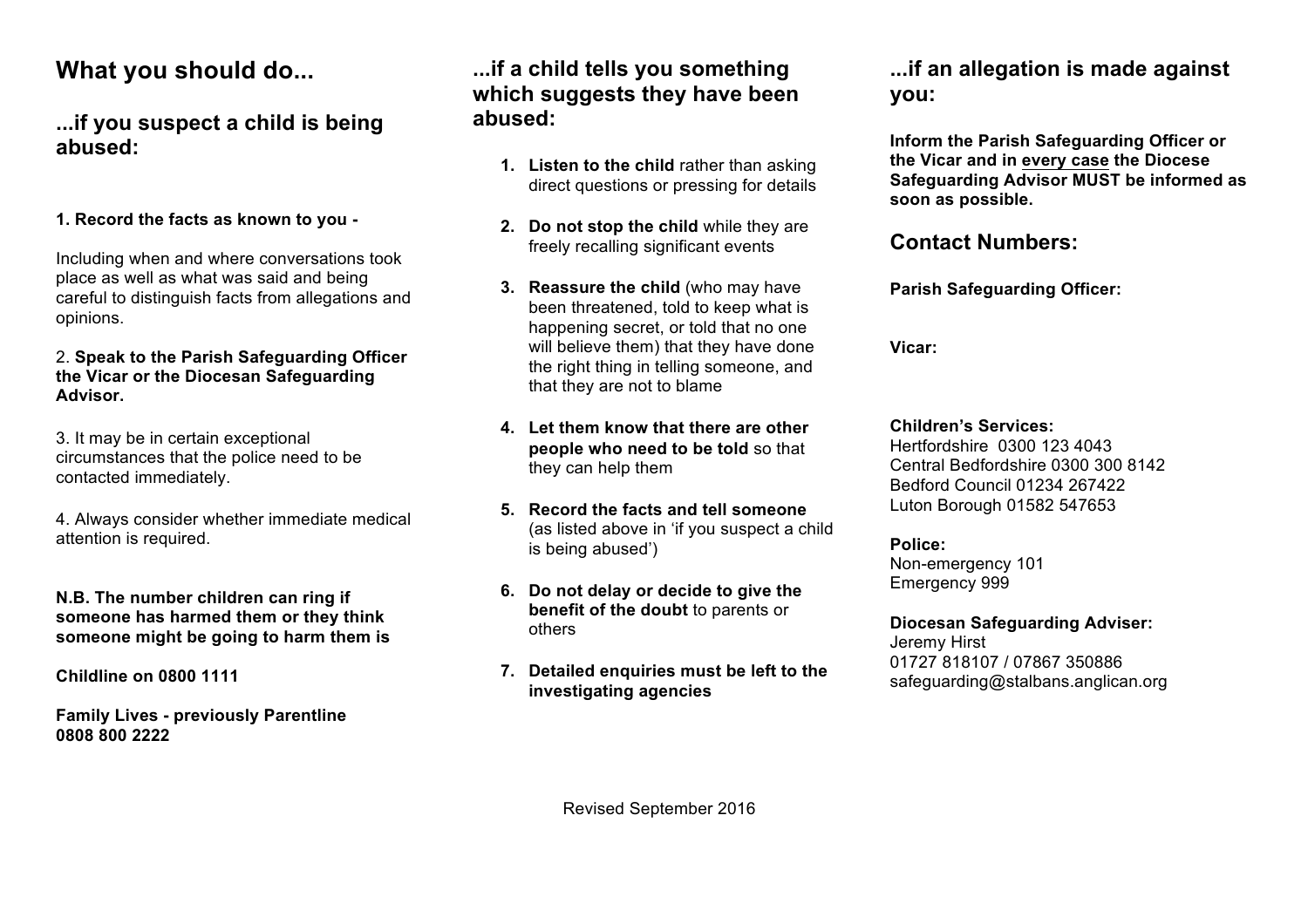# What you should do...

## ...if you suspect a child is being abused:

**1. Record the facts as known to you -**

Including when and where conversations took place as well as what was said and being careful to distinguish facts from allegations and opinions.

2. **Speak to the Parish Safeguarding Officer the Vicar or the Diocesan Safeguarding Advisor.**

3. It may be in certain exceptional circumstances that the police need to be contacted immediately.

4. Always consider whether immediate medical attention is required.

**N.B. The number children can ring if someone has harmed them or they think someone might be going to harm them is**

**Childline on 0800 1111**

**Family Lives - previously Parentline 0808 800 2222**

## ...if a child tells you something which suggests they have been abused:

1. **Listen to the child** rather than asking direct questions or pressing for details
2. **Do not stop the child** while they are freely recalling significant events
3. **Reassure the child** (who may have been threatened, told to keep what is happening secret, or told that no one will believe them) that they have done the right thing in telling someone, and that they are not to blame
4. **Let them know that there are other people who need to be told** so that they can help them
5. **Record the facts and tell someone** (as listed above in 'if you suspect a child is being abused')
6. **Do not delay or decide to give the benefit of the doubt** to parents or others
7. **Detailed enquiries must be left to the investigating agencies**

## ...if an allegation is made against you:

**Inform the Parish Safeguarding Officer or the Vicar and in <u>every case</u> the Diocese Safeguarding Advisor MUST be informed as soon as possible.**

## Contact Numbers:

**Parish Safeguarding Officer:**

**Vicar:**

**Children's Services:**
Hertfordshire 0300 123 4043
Central Bedfordshire 0300 300 8142
Bedford Council 01234 267422
Luton Borough 01582 547653

**Police:**
Non-emergency 101
Emergency 999

**Diocesan Safeguarding Adviser:**
Jeremy Hirst
01727 818107 / 07867 350886
safeguarding@stalbans.anglican.org

Revised September 2016